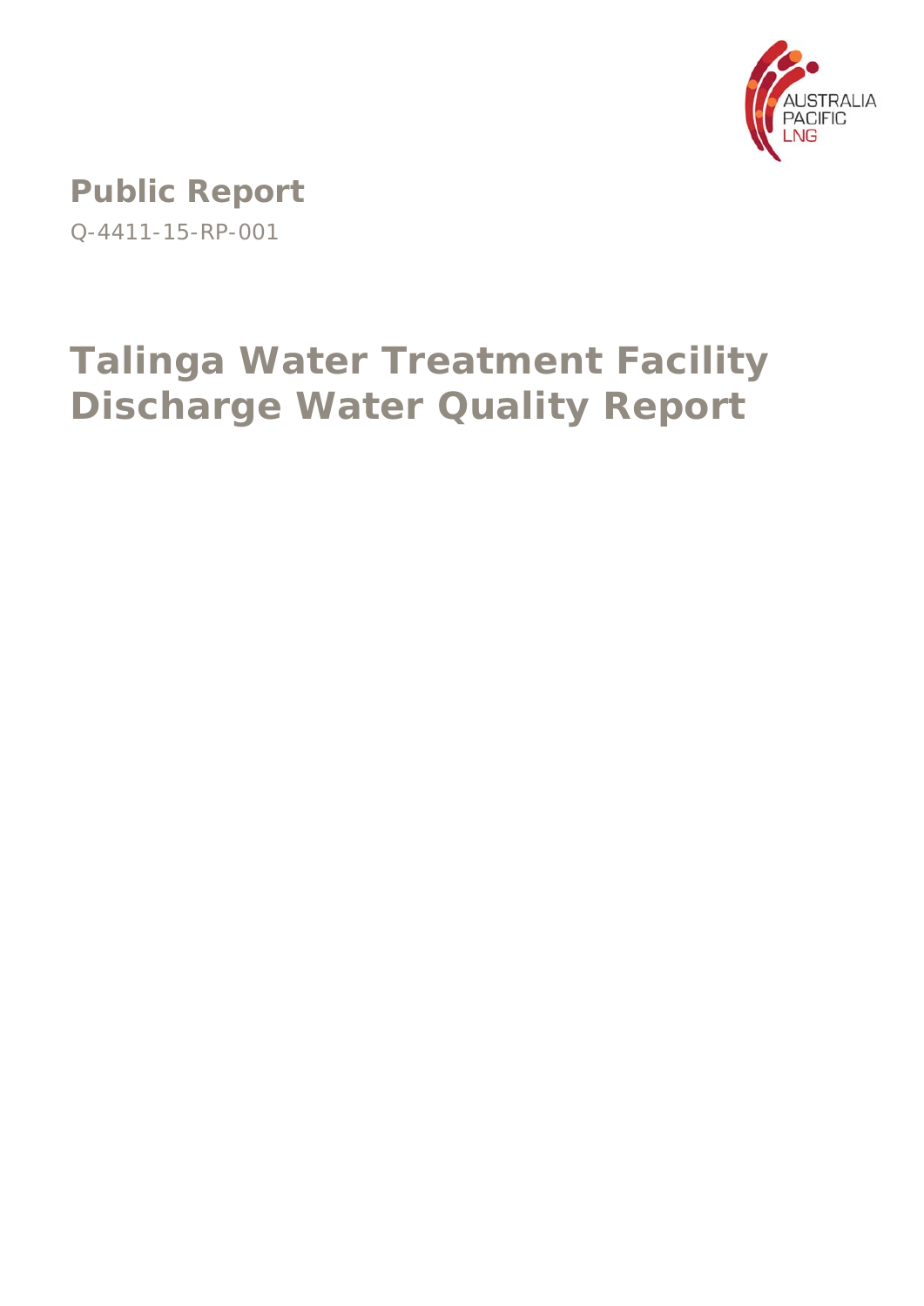**Public Report**

Q-4411-15-RP-001

# Talinga Water Treatment Facility Discharge Water Quality Report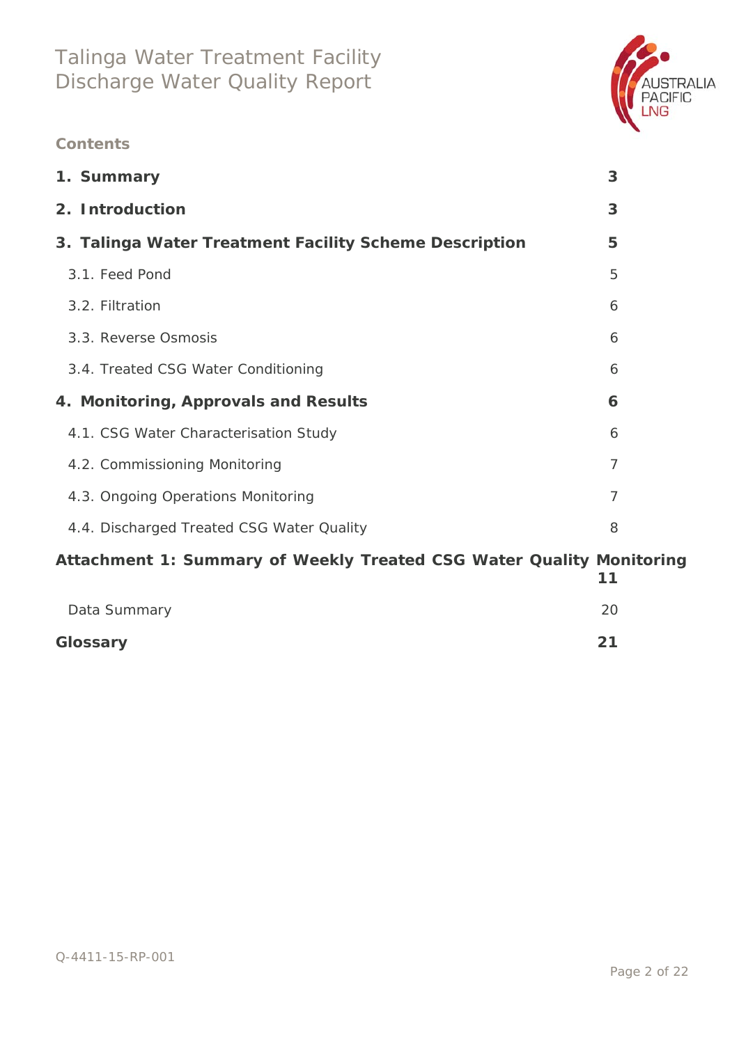Talinga Water Treatment Facility
Discharge Water Quality Report

**Contents**

| | |
|---|---|
| **1. Summary** | **3** |
| **2. Introduction** | **3** |
| **3. Talinga Water Treatment Facility Scheme Description** | **5** |
| 3.1. Feed Pond | 5 |
| 3.2. Filtration | 6 |
| 3.3. Reverse Osmosis | 6 |
| 3.4. Treated CSG Water Conditioning | 6 |
| **4. Monitoring, Approvals and Results** | **6** |
| 4.1. CSG Water Characterisation Study | 6 |
| 4.2. Commissioning Monitoring | 7 |
| 4.3. Ongoing Operations Monitoring | 7 |
| 4.4. Discharged Treated CSG Water Quality | 8 |
| **Attachment 1: Summary of Weekly Treated CSG Water Quality Monitoring** | **11** |
| Data Summary | 20 |
| **Glossary** | **21** |

Q-4411-15-RP-001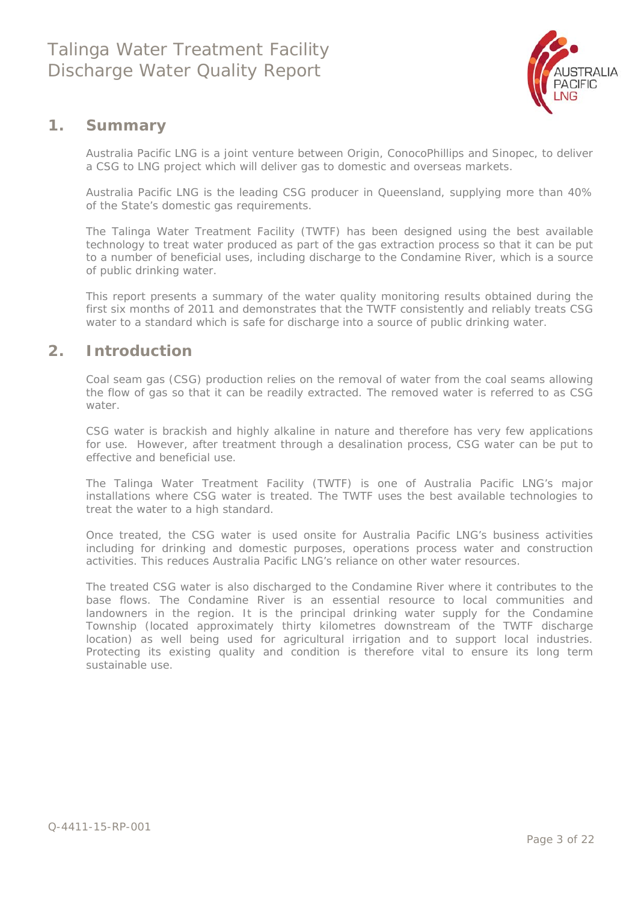## 1. Summary

Australia Pacific LNG is a joint venture between Origin, ConocoPhillips and Sinopec, to deliver a CSG to LNG project which will deliver gas to domestic and overseas markets.

Australia Pacific LNG is the leading CSG producer in Queensland, supplying more than 40% of the State's domestic gas requirements.

The Talinga Water Treatment Facility (TWTF) has been designed using the best available technology to treat water produced as part of the gas extraction process so that it can be put to a number of beneficial uses, including discharge to the Condamine River, which is a source of public drinking water.

This report presents a summary of the water quality monitoring results obtained during the first six months of 2011 and demonstrates that the TWTF consistently and reliably treats CSG water to a standard which is safe for discharge into a source of public drinking water.

## 2. Introduction

Coal seam gas (CSG) production relies on the removal of water from the coal seams allowing the flow of gas so that it can be readily extracted. The removed water is referred to as CSG water.

CSG water is brackish and highly alkaline in nature and therefore has very few applications for use. However, after treatment through a desalination process, CSG water can be put to effective and beneficial use.

The Talinga Water Treatment Facility (TWTF) is one of Australia Pacific LNG's major installations where CSG water is treated. The TWTF uses the best available technologies to treat the water to a high standard.

Once treated, the CSG water is used onsite for Australia Pacific LNG's business activities including for drinking and domestic purposes, operations process water and construction activities. This reduces Australia Pacific LNG's reliance on other water resources.

The treated CSG water is also discharged to the Condamine River where it contributes to the base flows. The Condamine River is an essential resource to local communities and landowners in the region. It is the principal drinking water supply for the Condamine Township (located approximately thirty kilometres downstream of the TWTF discharge location) as well being used for agricultural irrigation and to support local industries. Protecting its existing quality and condition is therefore vital to ensure its long term sustainable use.

Q-4411-15-RP-001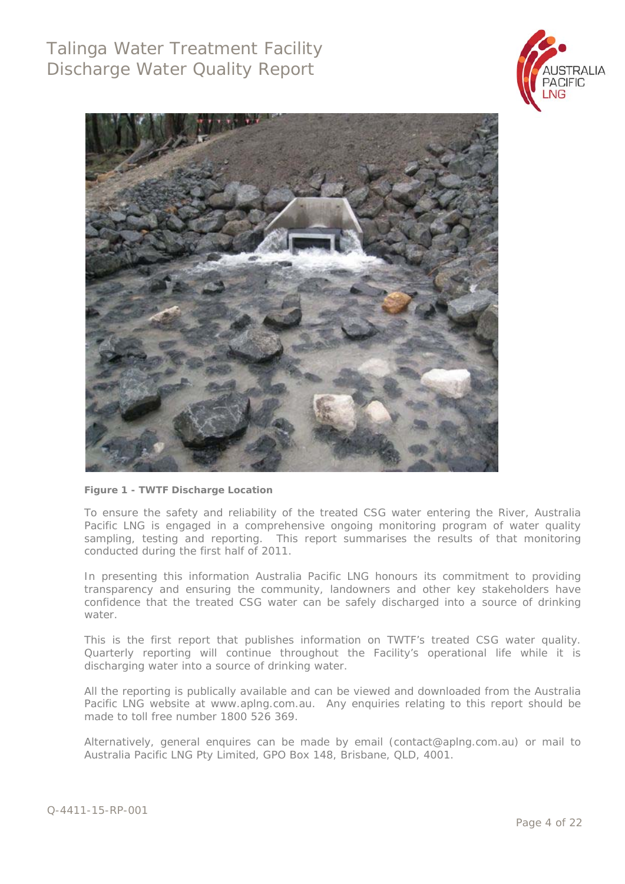**Figure 1 - TWTF Discharge Location**

To ensure the safety and reliability of the treated CSG water entering the River, Australia Pacific LNG is engaged in a comprehensive ongoing monitoring program of water quality sampling, testing and reporting. This report summarises the results of that monitoring conducted during the first half of 2011.

In presenting this information Australia Pacific LNG honours its commitment to providing transparency and ensuring the community, landowners and other key stakeholders have confidence that the treated CSG water can be safely discharged into a source of drinking water.

This is the first report that publishes information on TWTF's treated CSG water quality. Quarterly reporting will continue throughout the Facility's operational life while it is discharging water into a source of drinking water.

All the reporting is publically available and can be viewed and downloaded from the Australia Pacific LNG website at www.aplng.com.au. Any enquiries relating to this report should be made to toll free number 1800 526 369.

Alternatively, general enquires can be made by email (contact@aplng.com.au) or mail to Australia Pacific LNG Pty Limited, GPO Box 148, Brisbane, QLD, 4001.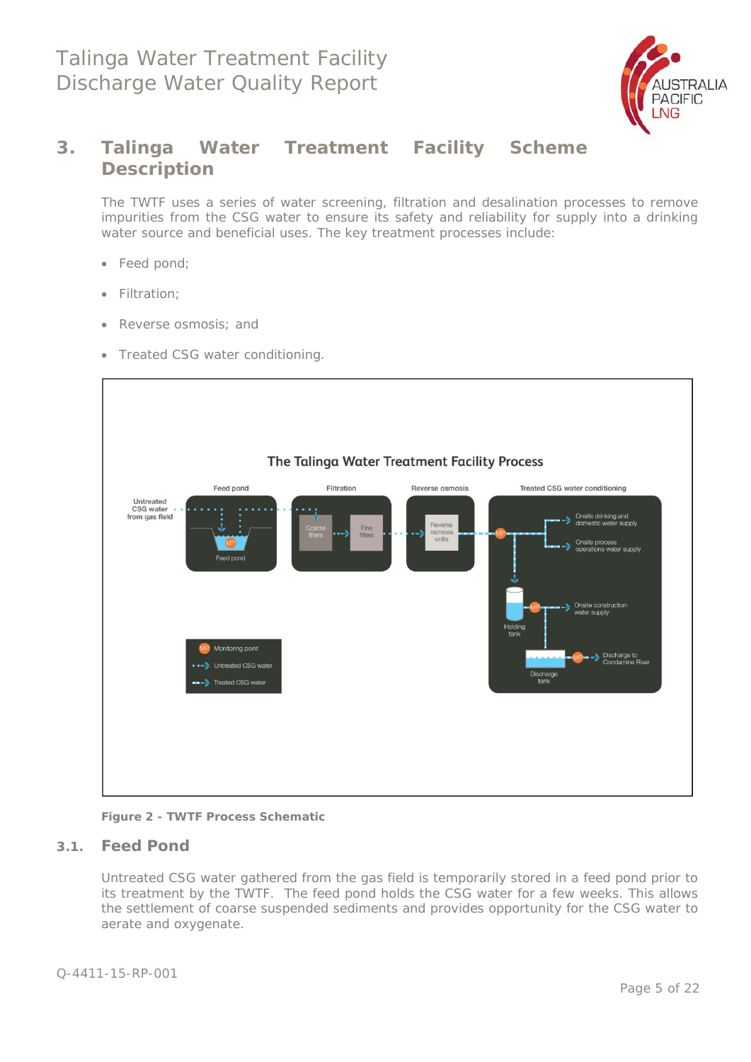## 3. Talinga Water Treatment Facility Scheme Description

The TWTF uses a series of water screening, filtration and desalination processes to remove impurities from the CSG water to ensure its safety and reliability for supply into a drinking water source and beneficial uses. The key treatment processes include:

- Feed pond;
- Filtration;
- Reverse osmosis; and
- Treated CSG water conditioning.

**Figure 2 - TWTF Process Schematic**

### 3.1. Feed Pond

Untreated CSG water gathered from the gas field is temporarily stored in a feed pond prior to its treatment by the TWTF. The feed pond holds the CSG water for a few weeks. This allows the settlement of coarse suspended sediments and provides opportunity for the CSG water to aerate and oxygenate.

Q-4411-15-RP-001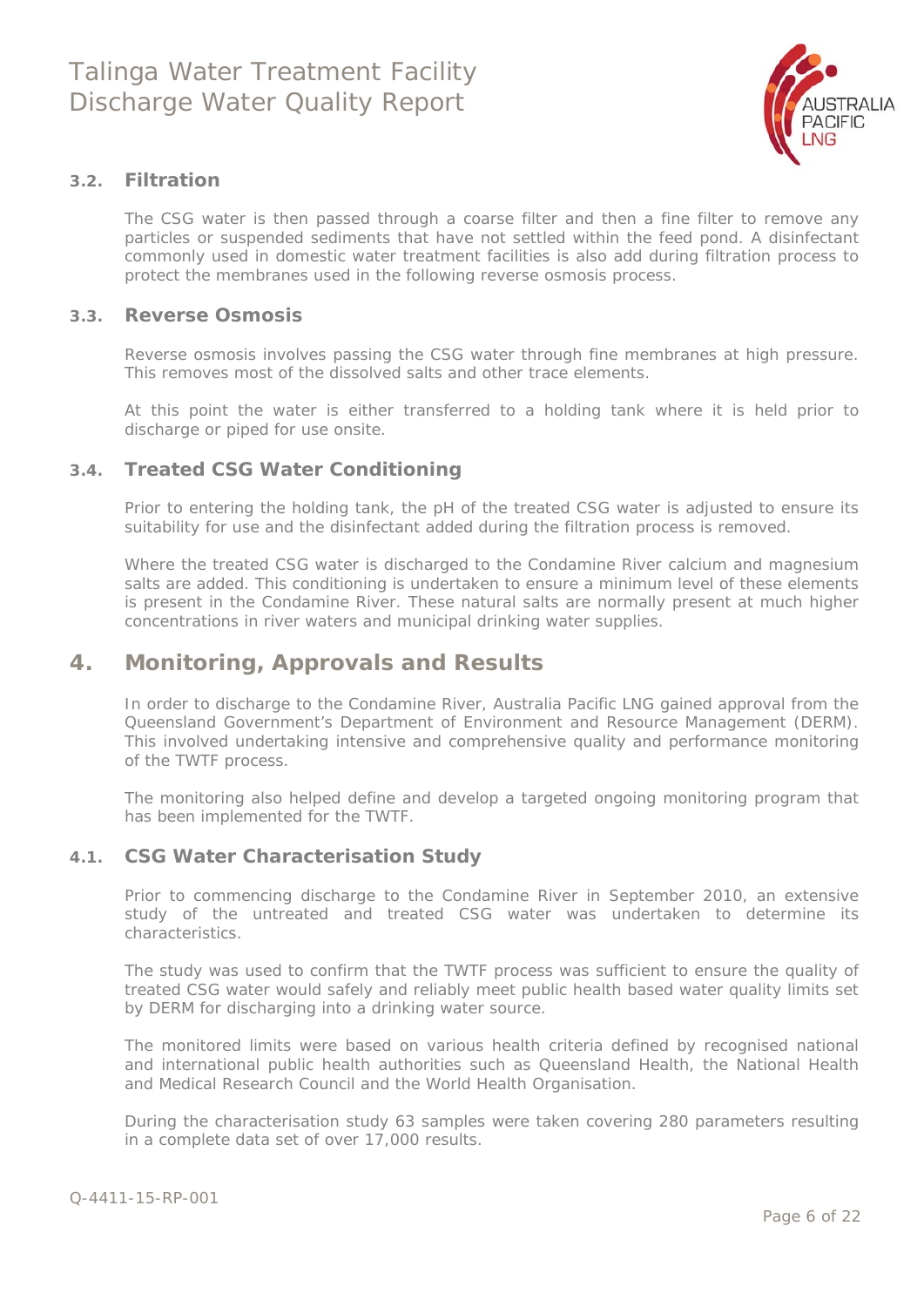### 3.2. Filtration

The CSG water is then passed through a coarse filter and then a fine filter to remove any particles or suspended sediments that have not settled within the feed pond. A disinfectant commonly used in domestic water treatment facilities is also add during filtration process to protect the membranes used in the following reverse osmosis process.

### 3.3. Reverse Osmosis

Reverse osmosis involves passing the CSG water through fine membranes at high pressure. This removes most of the dissolved salts and other trace elements.

At this point the water is either transferred to a holding tank where it is held prior to discharge or piped for use onsite.

### 3.4. Treated CSG Water Conditioning

Prior to entering the holding tank, the pH of the treated CSG water is adjusted to ensure its suitability for use and the disinfectant added during the filtration process is removed.

Where the treated CSG water is discharged to the Condamine River calcium and magnesium salts are added. This conditioning is undertaken to ensure a minimum level of these elements is present in the Condamine River. These natural salts are normally present at much higher concentrations in river waters and municipal drinking water supplies.

## 4. Monitoring, Approvals and Results

In order to discharge to the Condamine River, Australia Pacific LNG gained approval from the Queensland Government's Department of Environment and Resource Management (DERM). This involved undertaking intensive and comprehensive quality and performance monitoring of the TWTF process.

The monitoring also helped define and develop a targeted ongoing monitoring program that has been implemented for the TWTF.

### 4.1. CSG Water Characterisation Study

Prior to commencing discharge to the Condamine River in September 2010, an extensive study of the untreated and treated CSG water was undertaken to determine its characteristics.

The study was used to confirm that the TWTF process was sufficient to ensure the quality of treated CSG water would safely and reliably meet public health based water quality limits set by DERM for discharging into a drinking water source.

The monitored limits were based on various health criteria defined by recognised national and international public health authorities such as Queensland Health, the National Health and Medical Research Council and the World Health Organisation.

During the characterisation study 63 samples were taken covering 280 parameters resulting in a complete data set of over 17,000 results.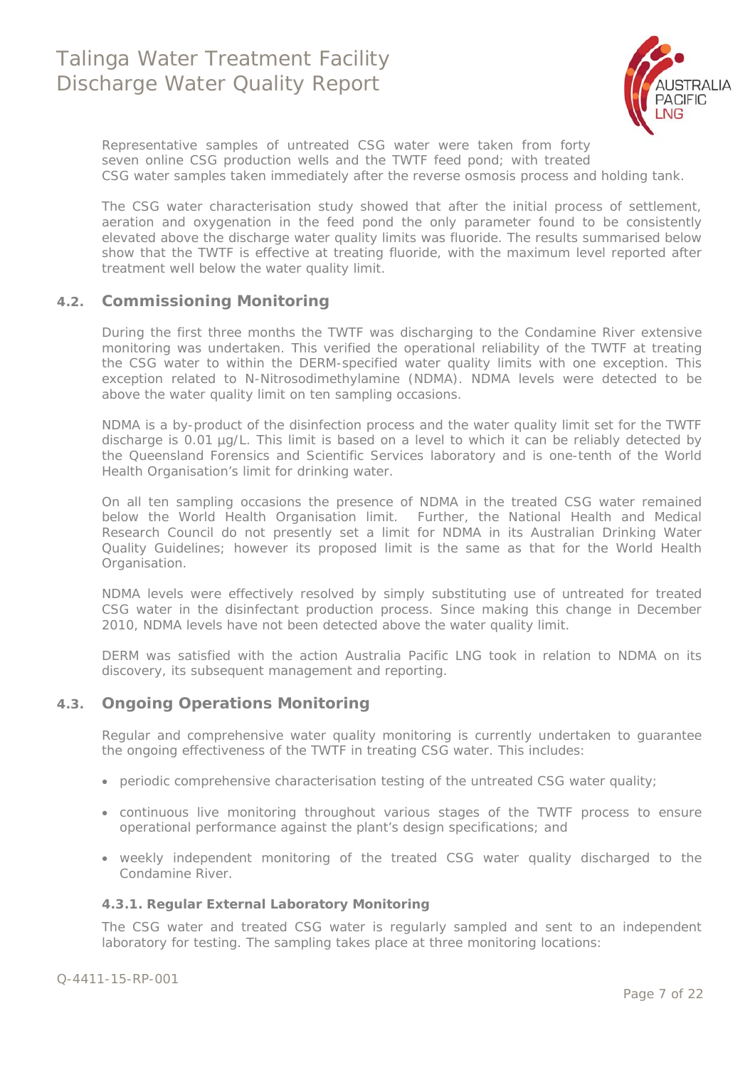Representative samples of untreated CSG water were taken from forty seven online CSG production wells and the TWTF feed pond; with treated CSG water samples taken immediately after the reverse osmosis process and holding tank.

The CSG water characterisation study showed that after the initial process of settlement, aeration and oxygenation in the feed pond the only parameter found to be consistently elevated above the discharge water quality limits was fluoride. The results summarised below show that the TWTF is effective at treating fluoride, with the maximum level reported after treatment well below the water quality limit.

## 4.2. Commissioning Monitoring

During the first three months the TWTF was discharging to the Condamine River extensive monitoring was undertaken. This verified the operational reliability of the TWTF at treating the CSG water to within the DERM-specified water quality limits with one exception. This exception related to N-Nitrosodimethylamine (NDMA). NDMA levels were detected to be above the water quality limit on ten sampling occasions.

NDMA is a by-product of the disinfection process and the water quality limit set for the TWTF discharge is 0.01 µg/L. This limit is based on a level to which it can be reliably detected by the Queensland Forensics and Scientific Services laboratory and is one-tenth of the World Health Organisation's limit for drinking water.

On all ten sampling occasions the presence of NDMA in the treated CSG water remained below the World Health Organisation limit. Further, the National Health and Medical Research Council do not presently set a limit for NDMA in its Australian Drinking Water Quality Guidelines; however its proposed limit is the same as that for the World Health Organisation.

NDMA levels were effectively resolved by simply substituting use of untreated for treated CSG water in the disinfectant production process. Since making this change in December 2010, NDMA levels have not been detected above the water quality limit.

DERM was satisfied with the action Australia Pacific LNG took in relation to NDMA on its discovery, its subsequent management and reporting.

## 4.3. Ongoing Operations Monitoring

Regular and comprehensive water quality monitoring is currently undertaken to guarantee the ongoing effectiveness of the TWTF in treating CSG water. This includes:

- periodic comprehensive characterisation testing of the untreated CSG water quality;
- continuous live monitoring throughout various stages of the TWTF process to ensure operational performance against the plant's design specifications; and
- weekly independent monitoring of the treated CSG water quality discharged to the Condamine River.

### 4.3.1. Regular External Laboratory Monitoring

The CSG water and treated CSG water is regularly sampled and sent to an independent laboratory for testing. The sampling takes place at three monitoring locations: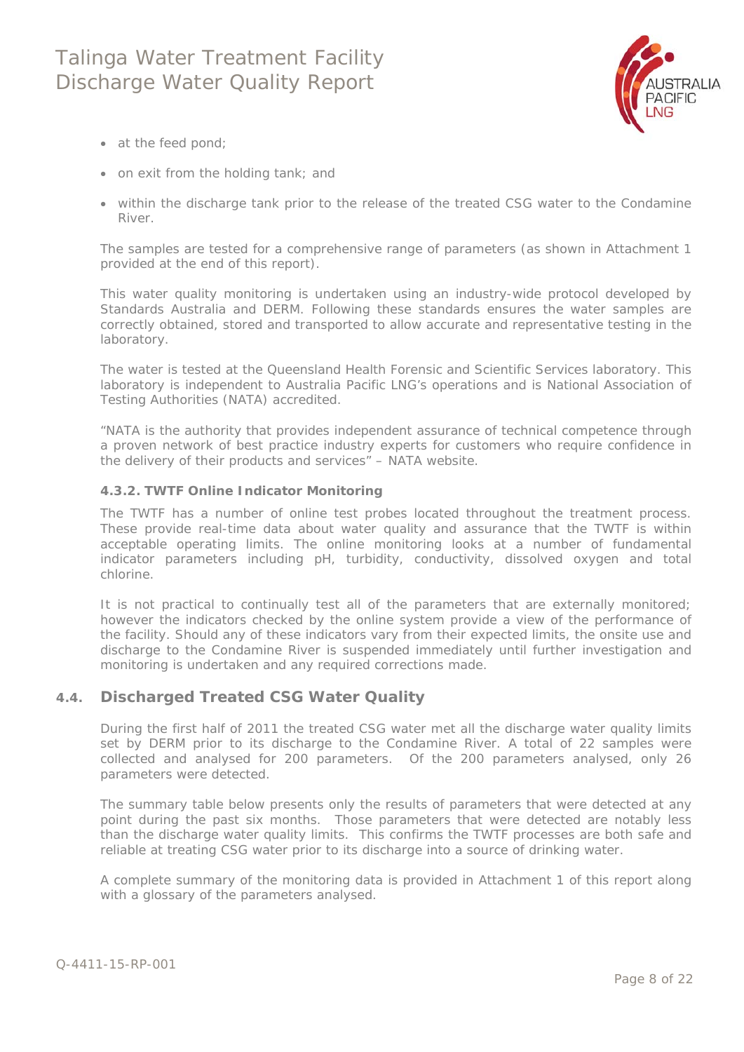- at the feed pond;
- on exit from the holding tank; and
- within the discharge tank prior to the release of the treated CSG water to the Condamine River.

The samples are tested for a comprehensive range of parameters (as shown in Attachment 1 provided at the end of this report).

This water quality monitoring is undertaken using an industry-wide protocol developed by Standards Australia and DERM. Following these standards ensures the water samples are correctly obtained, stored and transported to allow accurate and representative testing in the laboratory.

The water is tested at the Queensland Health Forensic and Scientific Services laboratory. This laboratory is independent to Australia Pacific LNG's operations and is National Association of Testing Authorities (NATA) accredited.

"NATA is the authority that provides independent assurance of technical competence through a proven network of best practice industry experts for customers who require confidence in the delivery of their products and services" – NATA website.

#### 4.3.2. TWTF Online Indicator Monitoring

The TWTF has a number of online test probes located throughout the treatment process. These provide real-time data about water quality and assurance that the TWTF is within acceptable operating limits. The online monitoring looks at a number of fundamental indicator parameters including pH, turbidity, conductivity, dissolved oxygen and total chlorine.

It is not practical to continually test all of the parameters that are externally monitored; however the indicators checked by the online system provide a view of the performance of the facility. Should any of these indicators vary from their expected limits, the onsite use and discharge to the Condamine River is suspended immediately until further investigation and monitoring is undertaken and any required corrections made.

## 4.4. Discharged Treated CSG Water Quality

During the first half of 2011 the treated CSG water met all the discharge water quality limits set by DERM prior to its discharge to the Condamine River. A total of 22 samples were collected and analysed for 200 parameters. Of the 200 parameters analysed, only 26 parameters were detected.

The summary table below presents only the results of parameters that were detected at any point during the past six months. Those parameters that were detected are notably less than the discharge water quality limits. This confirms the TWTF processes are both safe and reliable at treating CSG water prior to its discharge into a source of drinking water.

A complete summary of the monitoring data is provided in Attachment 1 of this report along with a glossary of the parameters analysed.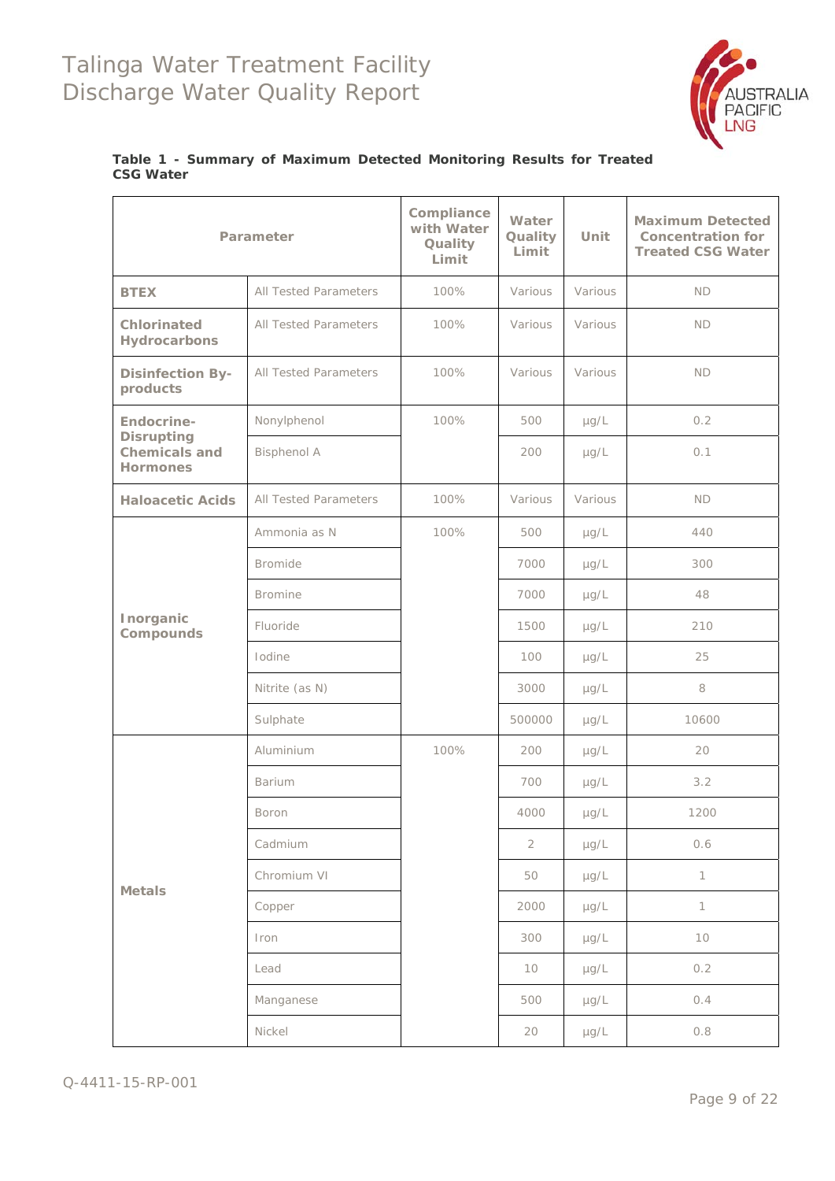**Table 1 - Summary of Maximum Detected Monitoring Results for Treated CSG Water**

| Parameter | | Compliance with Water Quality Limit | Water Quality Limit | Unit | Maximum Detected Concentration for Treated CSG Water |
|---|---|---|---|---|---|
| **BTEX** | All Tested Parameters | 100% | Various | Various | ND |
| **Chlorinated Hydrocarbons** | All Tested Parameters | 100% | Various | Various | ND |
| **Disinfection By-products** | All Tested Parameters | 100% | Various | Various | ND |
| **Endocrine-Disrupting Chemicals and Hormones** | Nonylphenol | 100% | 500 | μg/L | 0.2 |
| | Bisphenol A | | 200 | μg/L | 0.1 |
| **Haloacetic Acids** | All Tested Parameters | 100% | Various | Various | ND |
| **Inorganic Compounds** | Ammonia as N | 100% | 500 | μg/L | 440 |
| | Bromide | | 7000 | μg/L | 300 |
| | Bromine | | 7000 | μg/L | 48 |
| | Fluoride | | 1500 | μg/L | 210 |
| | Iodine | | 100 | μg/L | 25 |
| | Nitrite (as N) | | 3000 | μg/L | 8 |
| | Sulphate | | 500000 | μg/L | 10600 |
| **Metals** | Aluminium | 100% | 200 | μg/L | 20 |
| | Barium | | 700 | μg/L | 3.2 |
| | Boron | | 4000 | μg/L | 1200 |
| | Cadmium | | 2 | μg/L | 0.6 |
| | Chromium VI | | 50 | μg/L | 1 |
| | Copper | | 2000 | μg/L | 1 |
| | Iron | | 300 | μg/L | 10 |
| | Lead | | 10 | μg/L | 0.2 |
| | Manganese | | 500 | μg/L | 0.4 |
| | Nickel | | 20 | μg/L | 0.8 |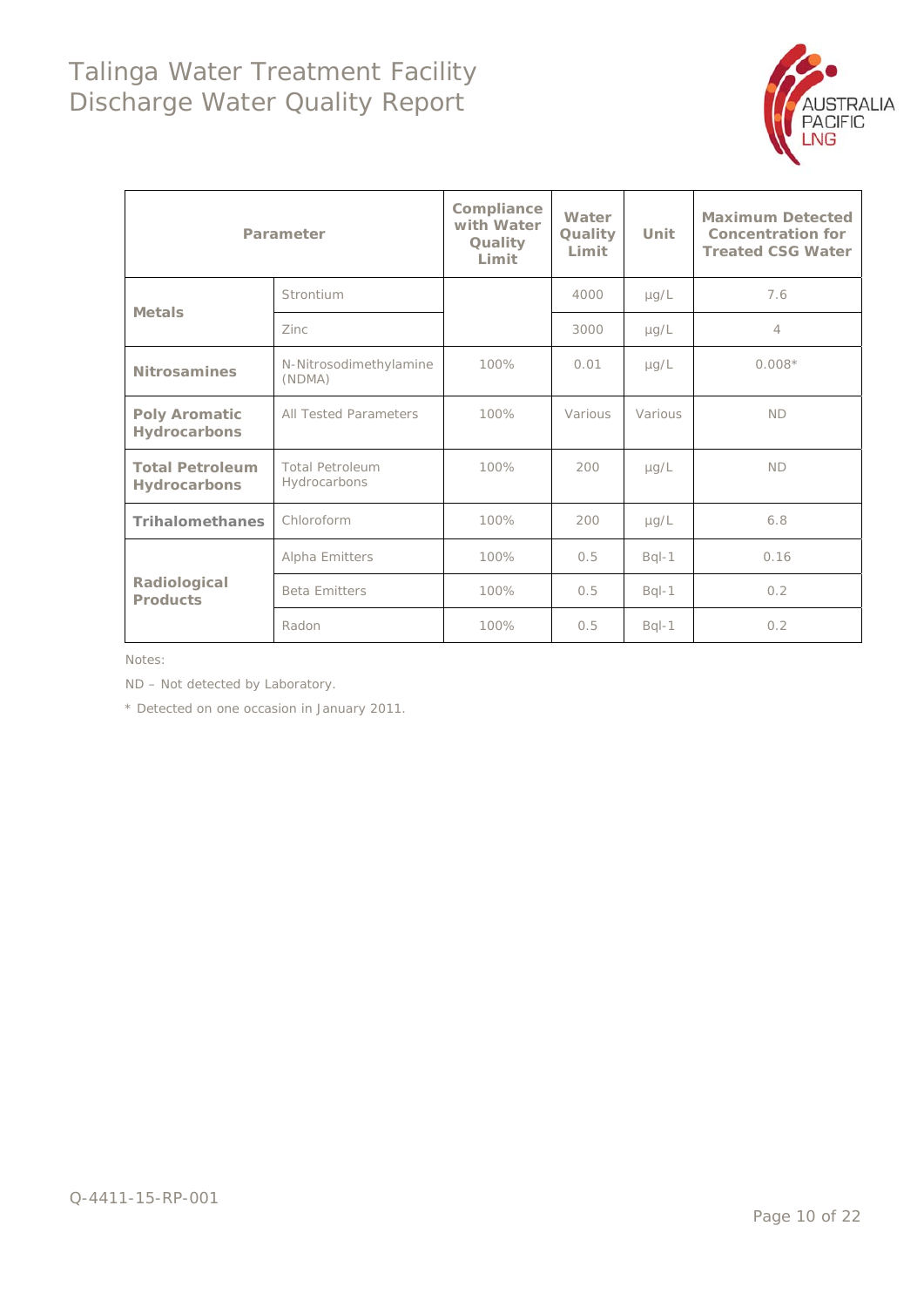| Parameter | | Compliance with Water Quality Limit | Water Quality Limit | Unit | Maximum Detected Concentration for Treated CSG Water |
|---|---|---|---|---|---|
| **Metals** | Strontium | | 4000 | µg/L | 7.6 |
| | Zinc | | 3000 | µg/L | 4 |
| **Nitrosamines** | N-Nitrosodimethylamine (NDMA) | 100% | 0.01 | µg/L | 0.008* |
| **Poly Aromatic Hydrocarbons** | All Tested Parameters | 100% | Various | Various | ND |
| **Total Petroleum Hydrocarbons** | Total Petroleum Hydrocarbons | 100% | 200 | µg/L | ND |
| **Trihalomethanes** | Chloroform | 100% | 200 | µg/L | 6.8 |
| **Radiological Products** | Alpha Emitters | 100% | 0.5 | Bql-1 | 0.16 |
| | Beta Emitters | 100% | 0.5 | Bql-1 | 0.2 |
| | Radon | 100% | 0.5 | Bql-1 | 0.2 |

Notes:

ND – Not detected by Laboratory.

* Detected on one occasion in January 2011.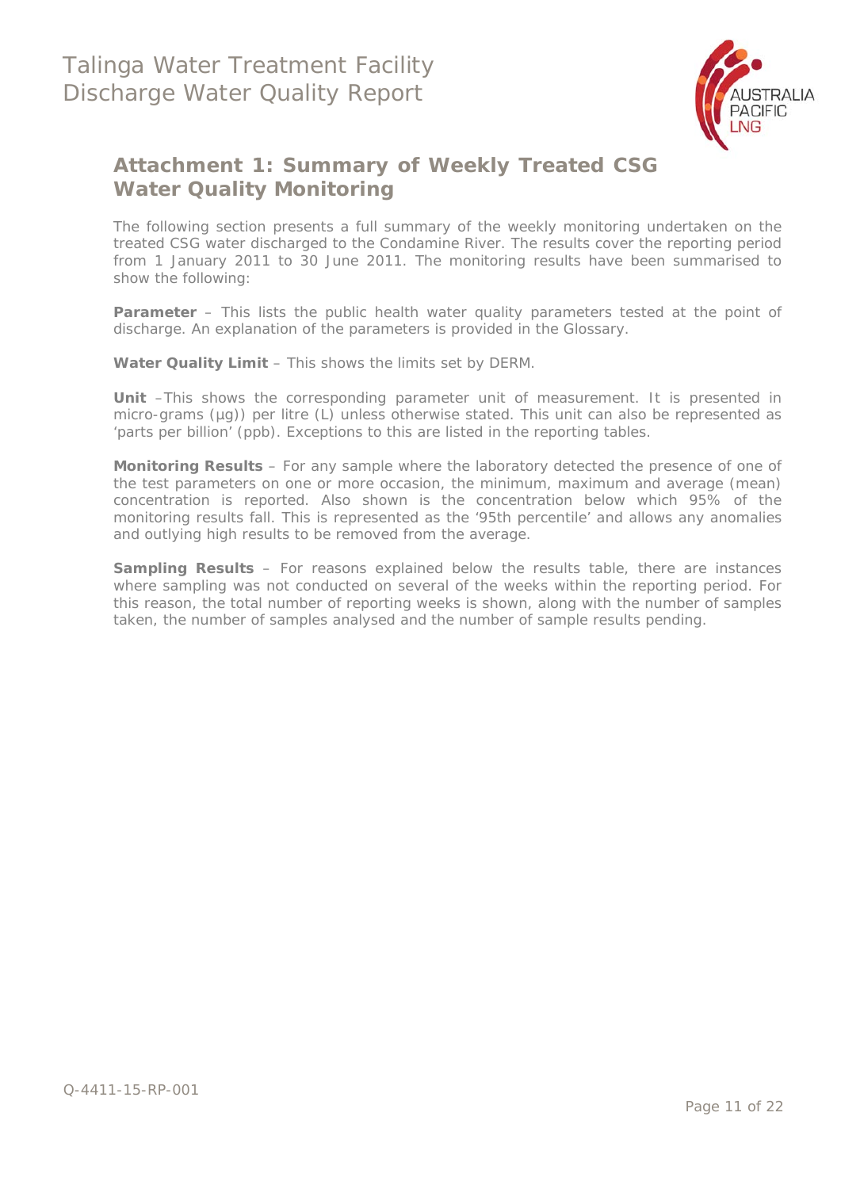## Attachment 1: Summary of Weekly Treated CSG Water Quality Monitoring

The following section presents a full summary of the weekly monitoring undertaken on the treated CSG water discharged to the Condamine River. The results cover the reporting period from 1 January 2011 to 30 June 2011. The monitoring results have been summarised to show the following:

**Parameter** – This lists the public health water quality parameters tested at the point of discharge. An explanation of the parameters is provided in the Glossary.

**Water Quality Limit** – This shows the limits set by DERM.

**Unit** –This shows the corresponding parameter unit of measurement. It is presented in micro-grams (µg)) per litre (L) unless otherwise stated. This unit can also be represented as 'parts per billion' (ppb). Exceptions to this are listed in the reporting tables.

**Monitoring Results** – For any sample where the laboratory detected the presence of one of the test parameters on one or more occasion, the minimum, maximum and average (mean) concentration is reported. Also shown is the concentration below which 95% of the monitoring results fall. This is represented as the '95th percentile' and allows any anomalies and outlying high results to be removed from the average.

**Sampling Results** – For reasons explained below the results table, there are instances where sampling was not conducted on several of the weeks within the reporting period. For this reason, the total number of reporting weeks is shown, along with the number of samples taken, the number of samples analysed and the number of sample results pending.

Q-4411-15-RP-001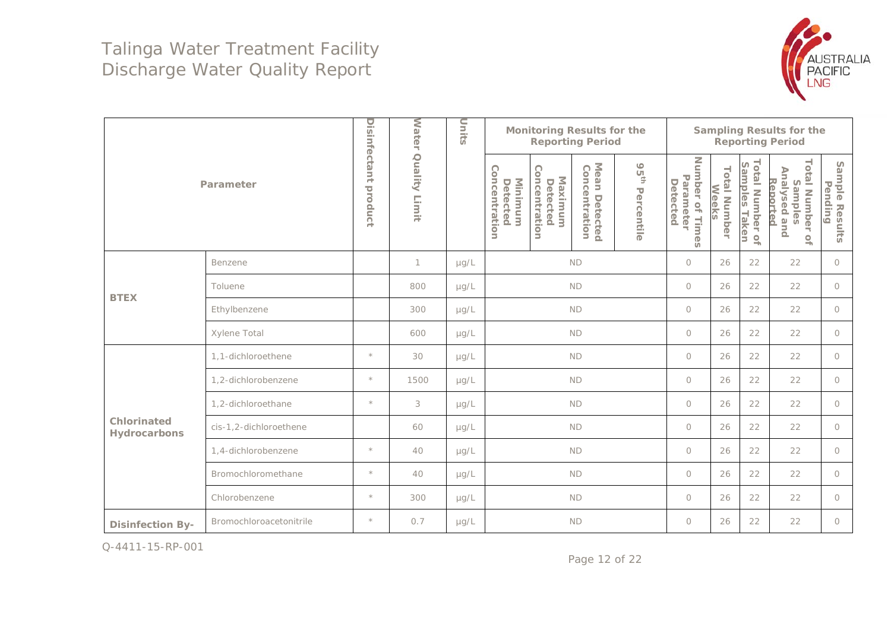# Talinga Water Treatment Facility Discharge Water Quality Report

| Parameter | | Disinfectant product | Water Quality Limit | Units | Monitoring Results for the Reporting Period | | | | Sampling Results for the Reporting Period | | | | |
|---|---|---|---|---|---|---|---|---|---|---|---|---|---|
| | | | | | Minimum Detected Concentration | Maximum Detected Concentration | Mean Detected Concentration | 95th Percentile | Number of Times Parameter Detected | Total Number Weeks | Total Number of Samples Taken | Total Number of Samples Analysed and Reported | Sample Results Pending |
| BTEX | Benzene | | 1 | µg/L | ND | | | | 0 | 26 | 22 | 22 | 0 |
| | Toluene | | 800 | µg/L | ND | | | | 0 | 26 | 22 | 22 | 0 |
| | Ethylbenzene | | 300 | µg/L | ND | | | | 0 | 26 | 22 | 22 | 0 |
| | Xylene Total | | 600 | µg/L | ND | | | | 0 | 26 | 22 | 22 | 0 |
| Chlorinated Hydrocarbons | 1,1-dichloroethene | * | 30 | µg/L | ND | | | | 0 | 26 | 22 | 22 | 0 |
| | 1,2-dichlorobenzene | * | 1500 | µg/L | ND | | | | 0 | 26 | 22 | 22 | 0 |
| | 1,2-dichloroethane | * | 3 | µg/L | ND | | | | 0 | 26 | 22 | 22 | 0 |
| | cis-1,2-dichloroethene | | 60 | µg/L | ND | | | | 0 | 26 | 22 | 22 | 0 |
| | 1,4-dichlorobenzene | * | 40 | µg/L | ND | | | | 0 | 26 | 22 | 22 | 0 |
| | Bromochloromethane | * | 40 | µg/L | ND | | | | 0 | 26 | 22 | 22 | 0 |
| | Chlorobenzene | * | 300 | µg/L | ND | | | | 0 | 26 | 22 | 22 | 0 |
| Disinfection By- | Bromochloroacetonitrile | * | 0.7 | µg/L | ND | | | | 0 | 26 | 22 | 22 | 0 |

Q-4411-15-RP-001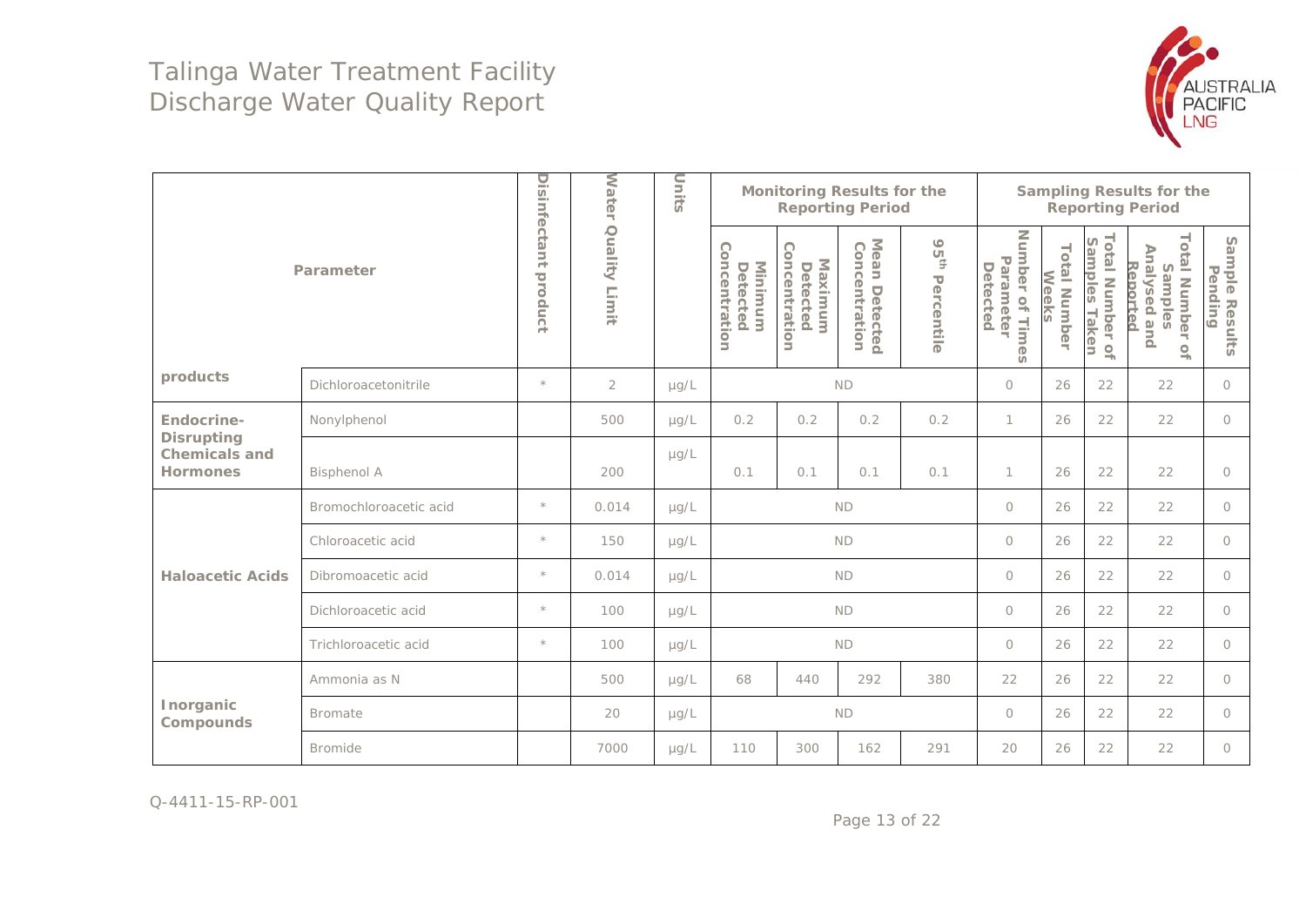# Talinga Water Treatment Facility Discharge Water Quality Report

| Parameter | | Disinfectant product | Water Quality Limit | Units | Monitoring Results for the Reporting Period | | | | Sampling Results for the Reporting Period | | | | |
|---|---|---|---|---|---|---|---|---|---|---|---|---|---|
| | | | | | Minimum Detected Concentration | Maximum Detected Concentration | Mean Detected Concentration | 95th Percentile | Number of Times Parameter Detected | Total Number Weeks | Total Number of Samples Taken | Total Number of Samples Analysed and Reported | Sample Results Pending |
| products | Dichloroacetonitrile | * | 2 | µg/L | ND | | | | 0 | 26 | 22 | 22 | 0 |
| Endocrine-Disrupting Chemicals and Hormones | Nonylphenol | | 500 | µg/L | 0.2 | 0.2 | 0.2 | 0.2 | 1 | 26 | 22 | 22 | 0 |
| | Bisphenol A | | 200 | µg/L | 0.1 | 0.1 | 0.1 | 0.1 | 1 | 26 | 22 | 22 | 0 |
| Haloacetic Acids | Bromochloroacetic acid | * | 0.014 | µg/L | ND | | | | 0 | 26 | 22 | 22 | 0 |
| | Chloroacetic acid | * | 150 | µg/L | ND | | | | 0 | 26 | 22 | 22 | 0 |
| | Dibromoacetic acid | * | 0.014 | µg/L | ND | | | | 0 | 26 | 22 | 22 | 0 |
| | Dichloroacetic acid | * | 100 | µg/L | ND | | | | 0 | 26 | 22 | 22 | 0 |
| | Trichloroacetic acid | * | 100 | µg/L | ND | | | | 0 | 26 | 22 | 22 | 0 |
| Inorganic Compounds | Ammonia as N | | 500 | µg/L | 68 | 440 | 292 | 380 | 22 | 26 | 22 | 22 | 0 |
| | Bromate | | 20 | µg/L | ND | | | | 0 | 26 | 22 | 22 | 0 |
| | Bromide | | 7000 | µg/L | 110 | 300 | 162 | 291 | 20 | 26 | 22 | 22 | 0 |

Q-4411-15-RP-001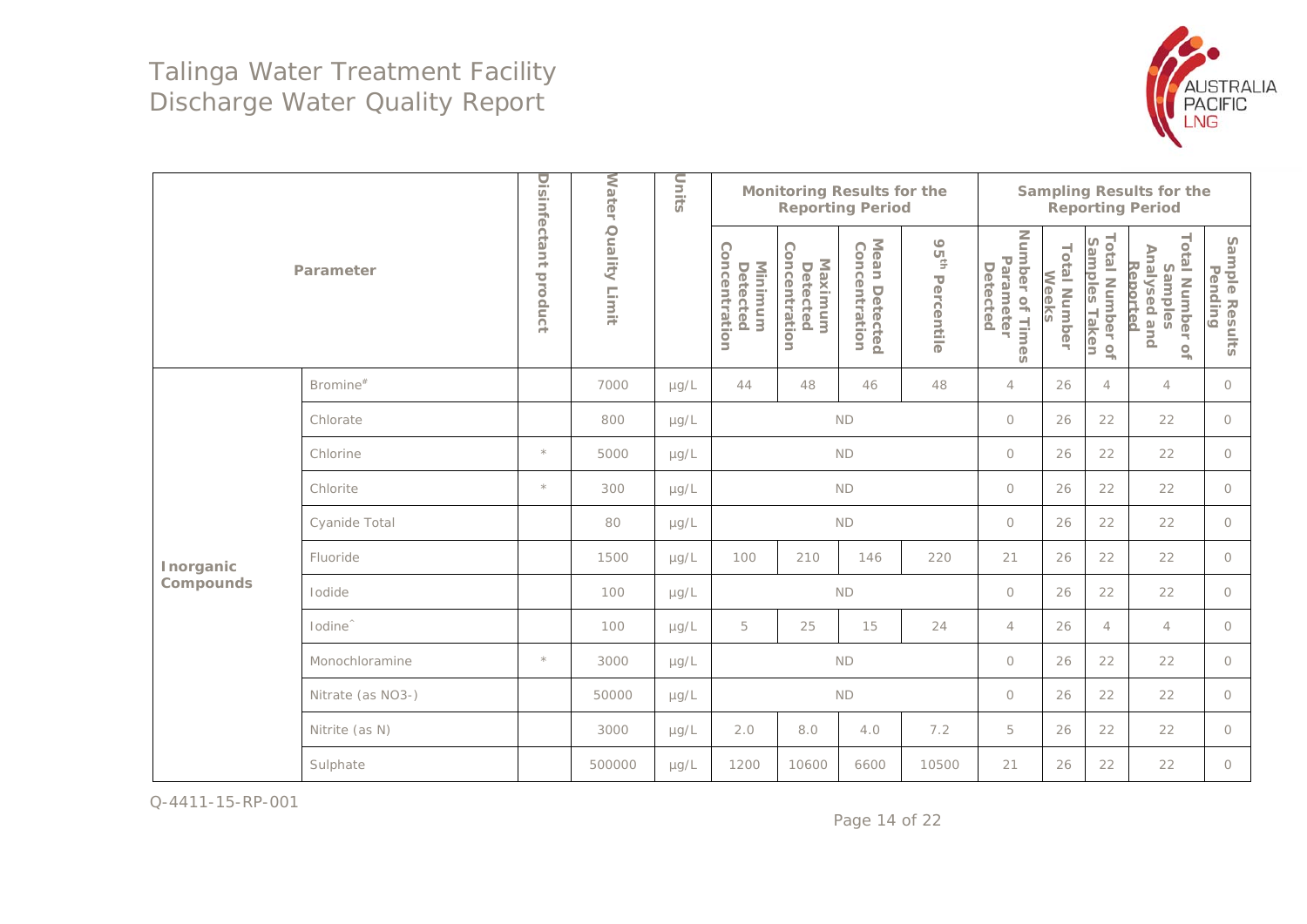# Talinga Water Treatment Facility Discharge Water Quality Report

| Parameter | | Disinfectant product | Water Quality Limit | Units | Monitoring Results for the Reporting Period | | | | Sampling Results for the Reporting Period | | | | |
|---|---|---|---|---|---|---|---|---|---|---|---|---|---|
| | | | | | Minimum Detected Concentration | Maximum Detected Concentration | Mean Detected Concentration | 95th Percentile | Number of Times Parameter Detected | Total Number Weeks | Total Number of Samples Taken | Total Number of Samples Analysed and Reported | Sample Results Pending |
| Inorganic Compounds | Bromine# | | 7000 | µg/L | 44 | 48 | 46 | 48 | 4 | 26 | 4 | 4 | 0 |
| | Chlorate | | 800 | µg/L | ND | | | | 0 | 26 | 22 | 22 | 0 |
| | Chlorine | * | 5000 | µg/L | ND | | | | 0 | 26 | 22 | 22 | 0 |
| | Chlorite | * | 300 | µg/L | ND | | | | 0 | 26 | 22 | 22 | 0 |
| | Cyanide Total | | 80 | µg/L | ND | | | | 0 | 26 | 22 | 22 | 0 |
| | Fluoride | | 1500 | µg/L | 100 | 210 | 146 | 220 | 21 | 26 | 22 | 22 | 0 |
| | Iodide | | 100 | µg/L | ND | | | | 0 | 26 | 22 | 22 | 0 |
| | Iodine^ | | 100 | µg/L | 5 | 25 | 15 | 24 | 4 | 26 | 4 | 4 | 0 |
| | Monochloramine | * | 3000 | µg/L | ND | | | | 0 | 26 | 22 | 22 | 0 |
| | Nitrate (as NO3-) | | 50000 | µg/L | ND | | | | 0 | 26 | 22 | 22 | 0 |
| | Nitrite (as N) | | 3000 | µg/L | 2.0 | 8.0 | 4.0 | 7.2 | 5 | 26 | 22 | 22 | 0 |
| | Sulphate | | 500000 | µg/L | 1200 | 10600 | 6600 | 10500 | 21 | 26 | 22 | 22 | 0 |

Q-4411-15-RP-001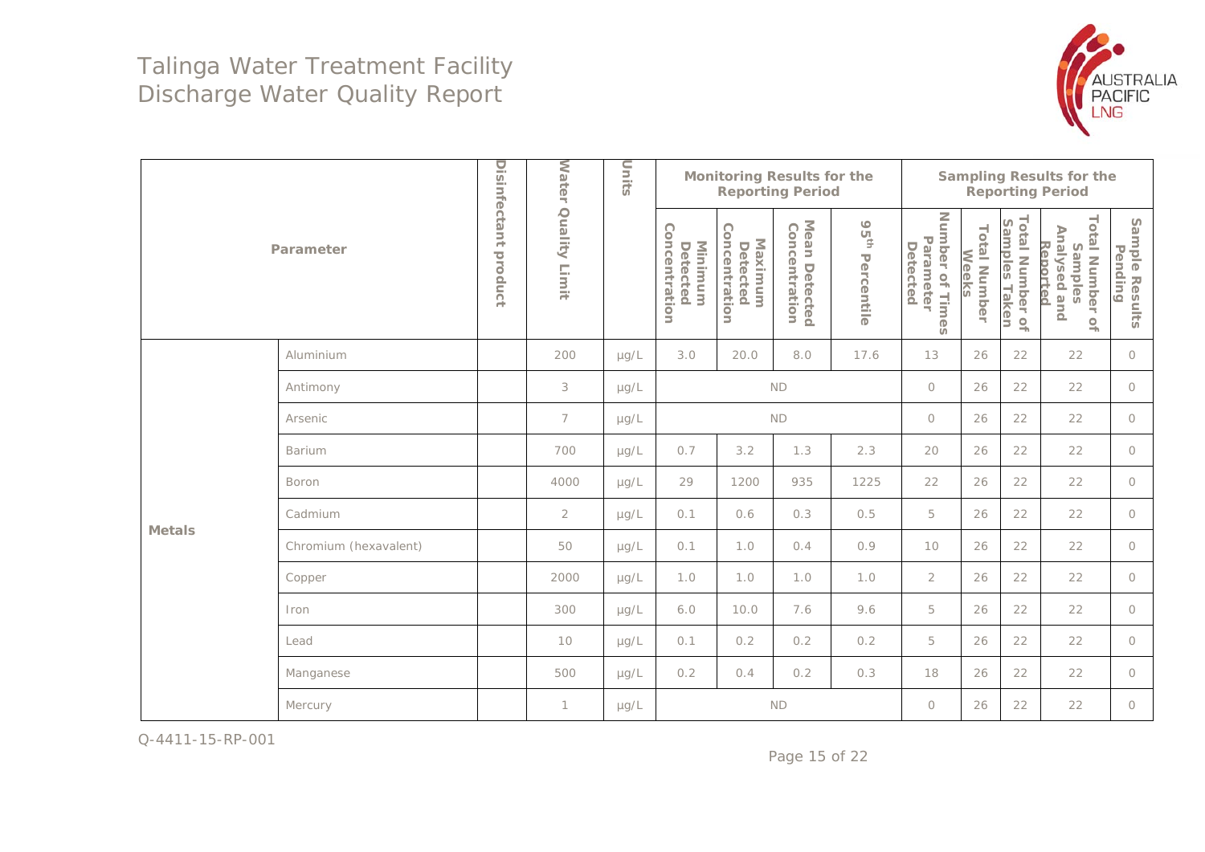# Talinga Water Treatment Facility
# Discharge Water Quality Report

| Parameter | | Disinfectant product | Water Quality Limit | Units | Monitoring Results for the Reporting Period | | | | Sampling Results for the Reporting Period | | | | |
|---|---|---|---|---|---|---|---|---|---|---|---|---|---|
| | | | | | Minimum Detected Concentration | Maximum Detected Concentration | Mean Detected Concentration | 95th Percentile | Number of Times Parameter Detected | Total Number Weeks | Total Number of Samples Taken | Total Number of Samples Analysed and Reported | Sample Results Pending |
| Metals | Aluminium | | 200 | µg/L | 3.0 | 20.0 | 8.0 | 17.6 | 13 | 26 | 22 | 22 | 0 |
| | Antimony | | 3 | µg/L | ND | | | | 0 | 26 | 22 | 22 | 0 |
| | Arsenic | | 7 | µg/L | ND | | | | 0 | 26 | 22 | 22 | 0 |
| | Barium | | 700 | µg/L | 0.7 | 3.2 | 1.3 | 2.3 | 20 | 26 | 22 | 22 | 0 |
| | Boron | | 4000 | µg/L | 29 | 1200 | 935 | 1225 | 22 | 26 | 22 | 22 | 0 |
| | Cadmium | | 2 | µg/L | 0.1 | 0.6 | 0.3 | 0.5 | 5 | 26 | 22 | 22 | 0 |
| | Chromium (hexavalent) | | 50 | µg/L | 0.1 | 1.0 | 0.4 | 0.9 | 10 | 26 | 22 | 22 | 0 |
| | Copper | | 2000 | µg/L | 1.0 | 1.0 | 1.0 | 1.0 | 2 | 26 | 22 | 22 | 0 |
| | Iron | | 300 | µg/L | 6.0 | 10.0 | 7.6 | 9.6 | 5 | 26 | 22 | 22 | 0 |
| | Lead | | 10 | µg/L | 0.1 | 0.2 | 0.2 | 0.2 | 5 | 26 | 22 | 22 | 0 |
| | Manganese | | 500 | µg/L | 0.2 | 0.4 | 0.2 | 0.3 | 18 | 26 | 22 | 22 | 0 |
| | Mercury | | 1 | µg/L | ND | | | | 0 | 26 | 22 | 22 | 0 |

Q-4411-15-RP-001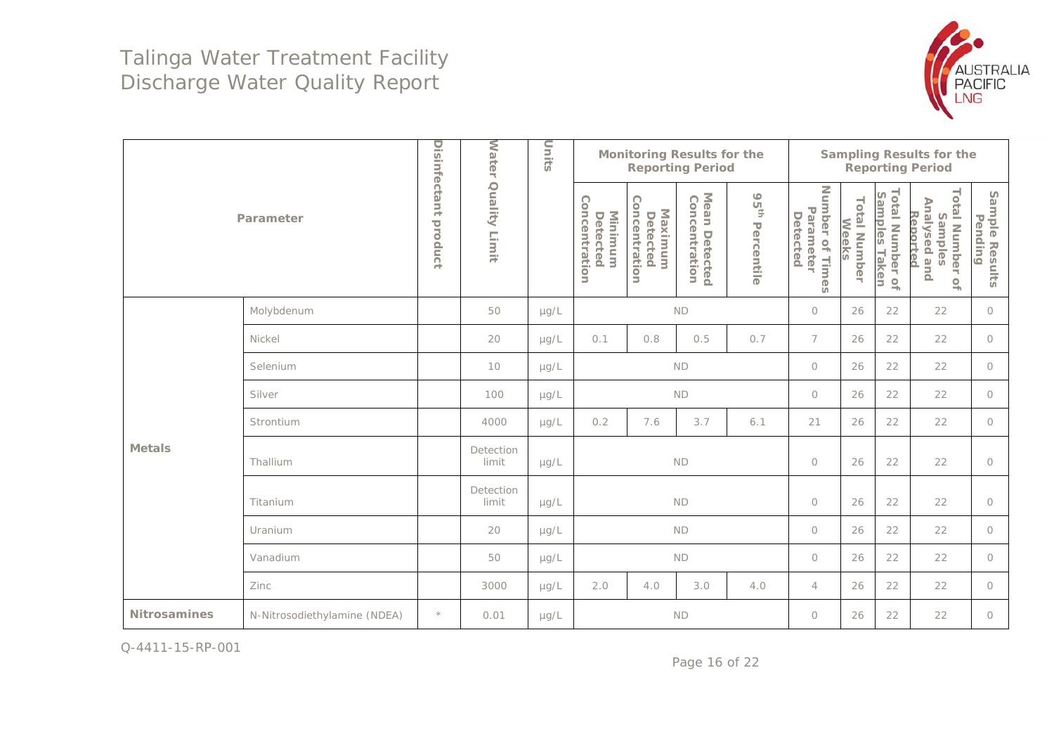# Talinga Water Treatment Facility Discharge Water Quality Report

| Parameter | | Disinfectant product | Water Quality Limit | Units | Monitoring Results for the Reporting Period | | | | Sampling Results for the Reporting Period | | | | |
|---|---|---|---|---|---|---|---|---|---|---|---|---|---|
| | | | | | Minimum Detected Concentration | Maximum Detected Concentration | Mean Detected Concentration | 95$^{th}$ Percentile | Number of Times Parameter Detected | Total Number Weeks | Total Number of Samples Taken | Total Number of Samples Analysed and Reported | Sample Results Pending |
| Metals | Molybdenum | | 50 | µg/L | ND | | | | 0 | 26 | 22 | 22 | 0 |
| | Nickel | | 20 | µg/L | 0.1 | 0.8 | 0.5 | 0.7 | 7 | 26 | 22 | 22 | 0 |
| | Selenium | | 10 | µg/L | ND | | | | 0 | 26 | 22 | 22 | 0 |
| | Silver | | 100 | µg/L | ND | | | | 0 | 26 | 22 | 22 | 0 |
| | Strontium | | 4000 | µg/L | 0.2 | 7.6 | 3.7 | 6.1 | 21 | 26 | 22 | 22 | 0 |
| | Thallium | | Detection limit | µg/L | ND | | | | 0 | 26 | 22 | 22 | 0 |
| | Titanium | | Detection limit | µg/L | ND | | | | 0 | 26 | 22 | 22 | 0 |
| | Uranium | | 20 | µg/L | ND | | | | 0 | 26 | 22 | 22 | 0 |
| | Vanadium | | 50 | µg/L | ND | | | | 0 | 26 | 22 | 22 | 0 |
| | Zinc | | 3000 | µg/L | 2.0 | 4.0 | 3.0 | 4.0 | 4 | 26 | 22 | 22 | 0 |
| Nitrosamines | N-Nitrosodiethylamine (NDEA) | * | 0.01 | µg/L | ND | | | | 0 | 26 | 22 | 22 | 0 |

Q-4411-15-RP-001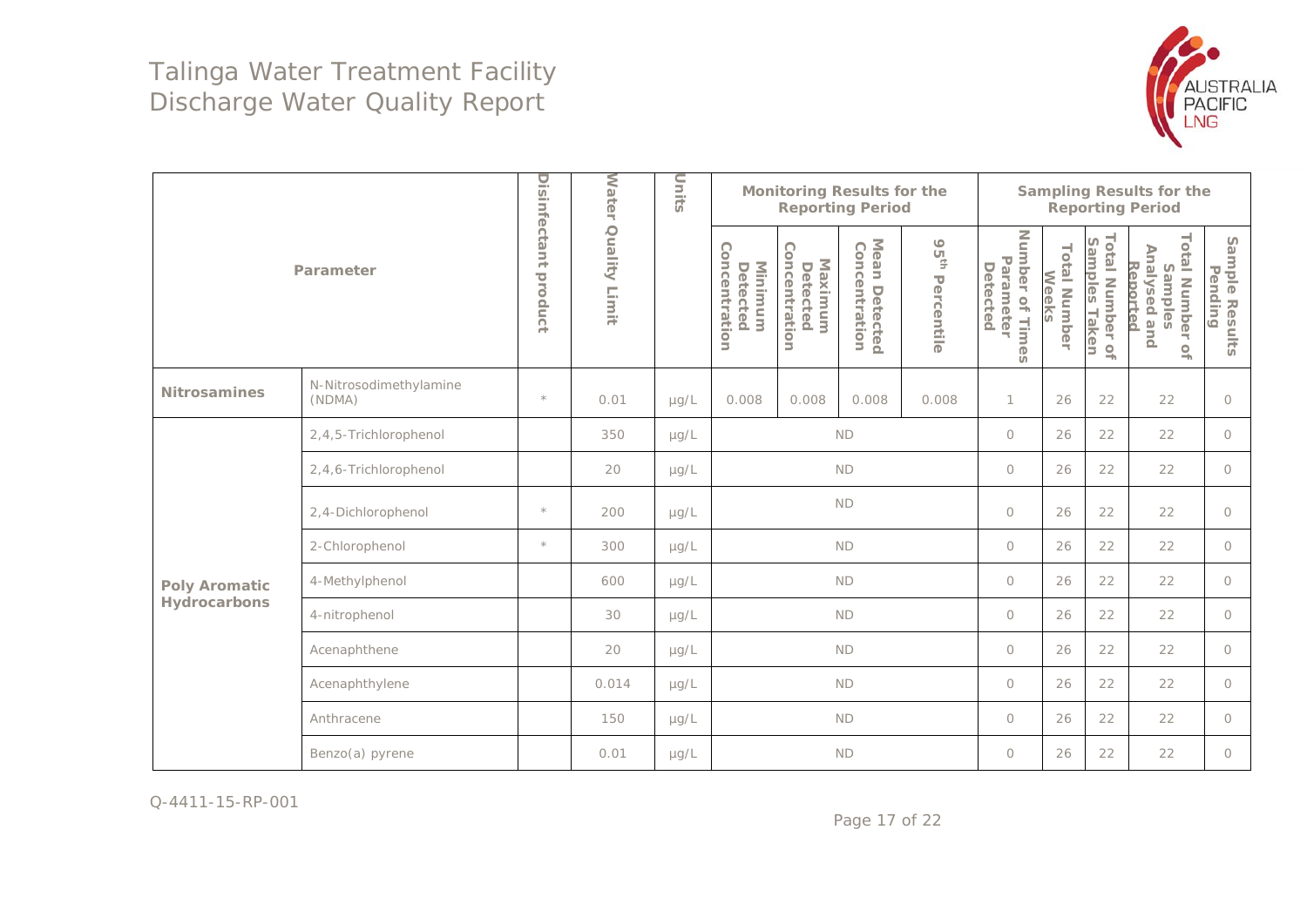# Talinga Water Treatment Facility Discharge Water Quality Report

| Parameter | | Disinfectant product | Water Quality Limit | Units | Monitoring Results for the Reporting Period | | | | Sampling Results for the Reporting Period | | | | |
|---|---|---|---|---|---|---|---|---|---|---|---|---|---|
| | | | | | Minimum Detected Concentration | Maximum Detected Concentration | Mean Detected Concentration | 95th Percentile | Number of Times Parameter Detected | Total Number Weeks | Total Number of Samples Taken | Total Number of Samples Analysed and Reported | Sample Results Pending |
| **Nitrosamines** | N-Nitrosodimethylamine (NDMA) | * | 0.01 | µg/L | 0.008 | 0.008 | 0.008 | 0.008 | 1 | 26 | 22 | 22 | 0 |
| **Poly Aromatic Hydrocarbons** | 2,4,5-Trichlorophenol | | 350 | µg/L | ND | | | | 0 | 26 | 22 | 22 | 0 |
| | 2,4,6-Trichlorophenol | | 20 | µg/L | ND | | | | 0 | 26 | 22 | 22 | 0 |
| | 2,4-Dichlorophenol | * | 200 | µg/L | ND | | | | 0 | 26 | 22 | 22 | 0 |
| | 2-Chlorophenol | * | 300 | µg/L | ND | | | | 0 | 26 | 22 | 22 | 0 |
| | 4-Methylphenol | | 600 | µg/L | ND | | | | 0 | 26 | 22 | 22 | 0 |
| | 4-nitrophenol | | 30 | µg/L | ND | | | | 0 | 26 | 22 | 22 | 0 |
| | Acenaphthene | | 20 | µg/L | ND | | | | 0 | 26 | 22 | 22 | 0 |
| | Acenaphthylene | | 0.014 | µg/L | ND | | | | 0 | 26 | 22 | 22 | 0 |
| | Anthracene | | 150 | µg/L | ND | | | | 0 | 26 | 22 | 22 | 0 |
| | Benzo(a) pyrene | | 0.01 | µg/L | ND | | | | 0 | 26 | 22 | 22 | 0 |

Q-4411-15-RP-001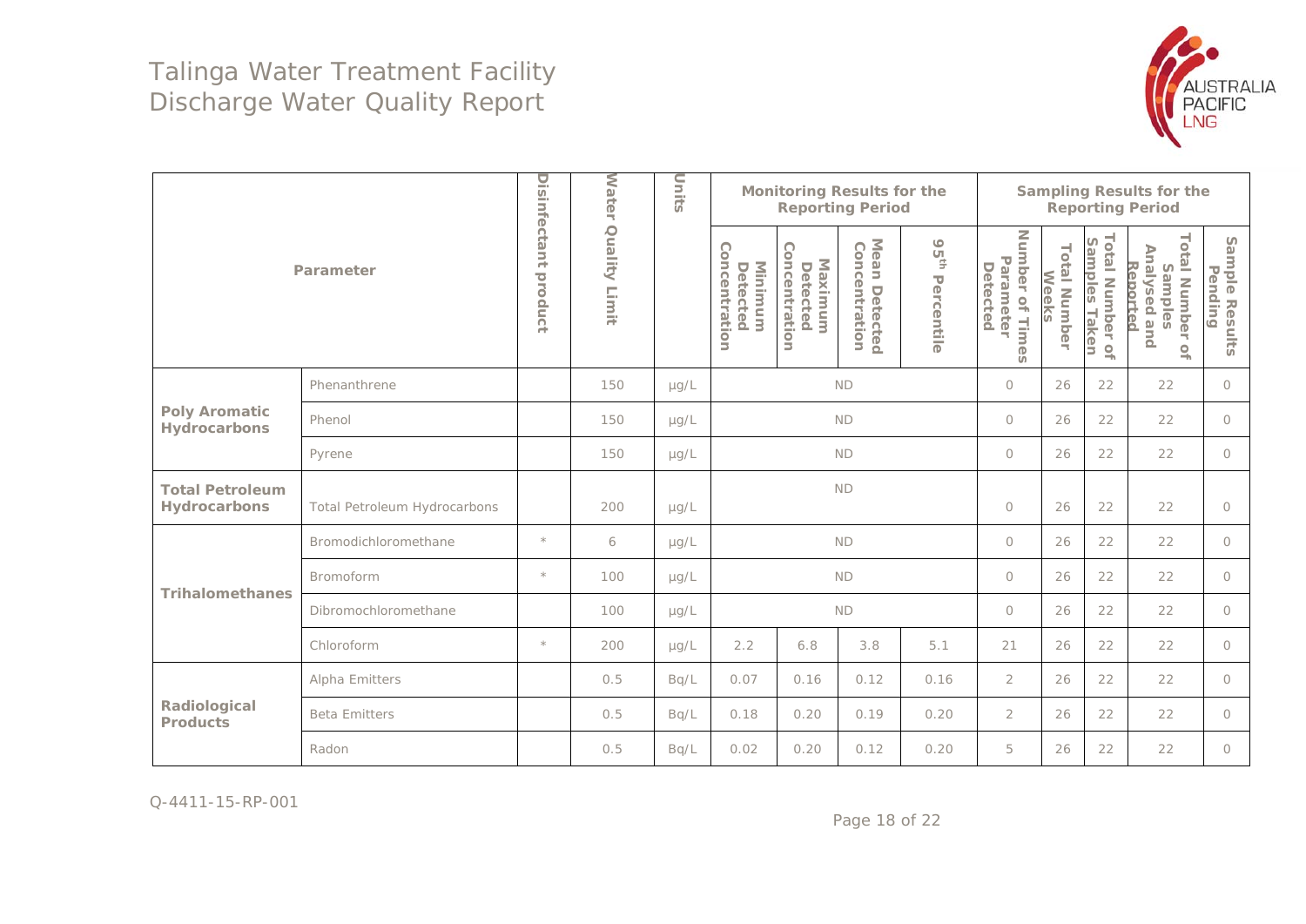| Parameter | | Disinfectant product | Water Quality Limit | Units | Monitoring Results for the Reporting Period | | | | Sampling Results for the Reporting Period | | | | |
|---|---|---|---|---|---|---|---|---|---|---|---|---|---|
| | | | | | Minimum Detected Concentration | Maximum Detected Concentration | Mean Detected Concentration | $95^{th}$ Percentile | Number of Times Parameter Detected | Total Number Weeks | Total Number of Samples Taken | Total Number of Samples Analysed and Reported | Sample Results Pending |
| **Poly Aromatic Hydrocarbons** | Phenanthrene | | 150 | µg/L | ND | | | | 0 | 26 | 22 | 22 | 0 |
| | Phenol | | 150 | µg/L | ND | | | | 0 | 26 | 22 | 22 | 0 |
| | Pyrene | | 150 | µg/L | ND | | | | 0 | 26 | 22 | 22 | 0 |
| **Total Petroleum Hydrocarbons** | Total Petroleum Hydrocarbons | | 200 | µg/L | ND | | | | 0 | 26 | 22 | 22 | 0 |
| **Trihalomethanes** | Bromodichloromethane | * | 6 | µg/L | ND | | | | 0 | 26 | 22 | 22 | 0 |
| | Bromoform | * | 100 | µg/L | ND | | | | 0 | 26 | 22 | 22 | 0 |
| | Dibromochloromethane | | 100 | µg/L | ND | | | | 0 | 26 | 22 | 22 | 0 |
| | Chloroform | * | 200 | µg/L | 2.2 | 6.8 | 3.8 | 5.1 | 21 | 26 | 22 | 22 | 0 |
| **Radiological Products** | Alpha Emitters | | 0.5 | Bq/L | 0.07 | 0.16 | 0.12 | 0.16 | 2 | 26 | 22 | 22 | 0 |
| | Beta Emitters | | 0.5 | Bq/L | 0.18 | 0.20 | 0.19 | 0.20 | 2 | 26 | 22 | 22 | 0 |
| | Radon | | 0.5 | Bq/L | 0.02 | 0.20 | 0.12 | 0.20 | 5 | 26 | 22 | 22 | 0 |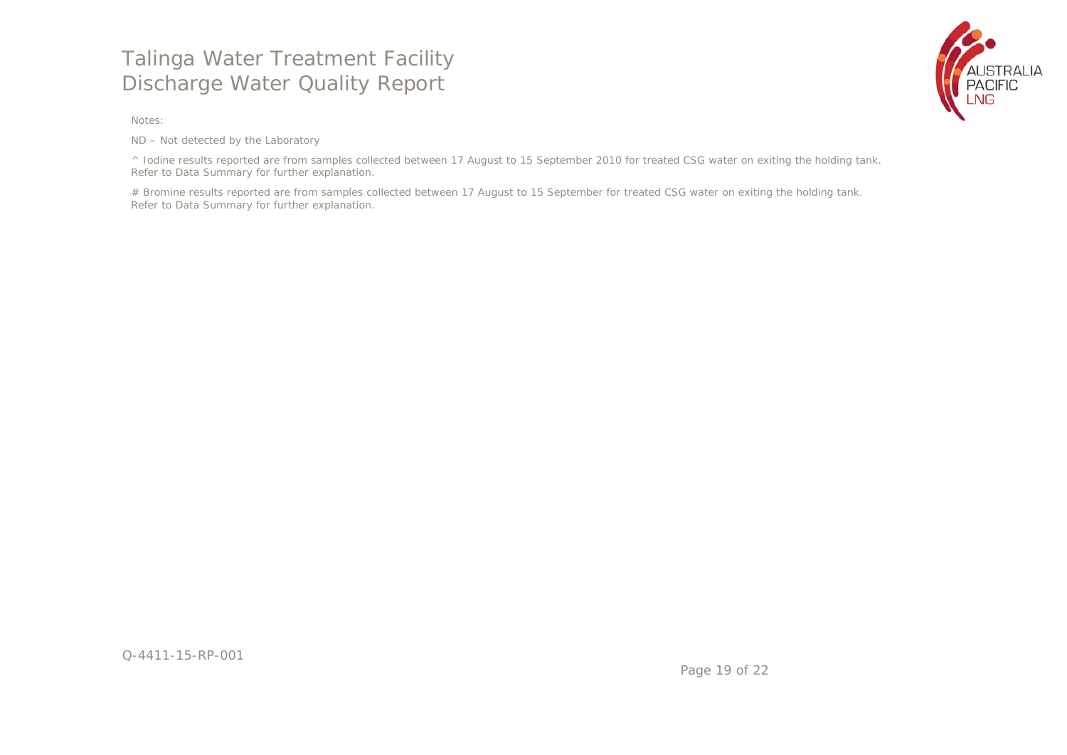Notes:

ND – Not detected by the Laboratory

^ Iodine results reported are from samples collected between 17 August to 15 September 2010 for treated CSG water on exiting the holding tank. Refer to Data Summary for further explanation.

# Bromine results reported are from samples collected between 17 August to 15 September for treated CSG water on exiting the holding tank. Refer to Data Summary for further explanation.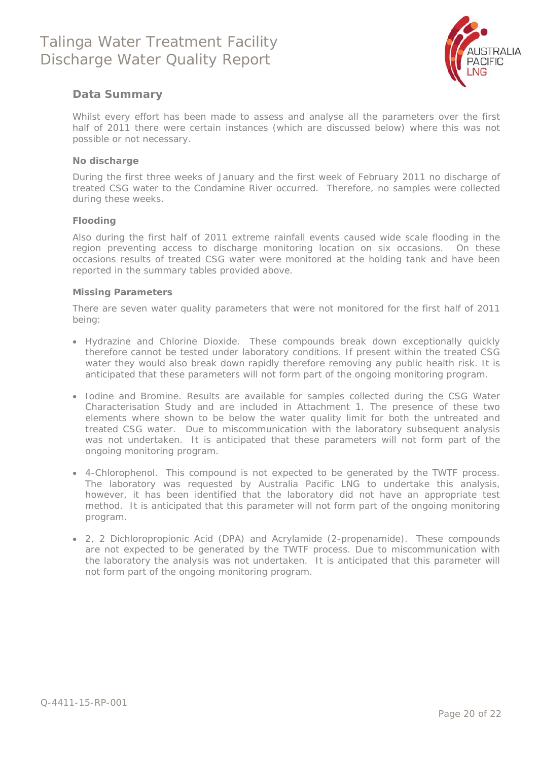## Data Summary

Whilst every effort has been made to assess and analyse all the parameters over the first half of 2011 there were certain instances (which are discussed below) where this was not possible or not necessary.

### No discharge

During the first three weeks of January and the first week of February 2011 no discharge of treated CSG water to the Condamine River occurred. Therefore, no samples were collected during these weeks.

### Flooding

Also during the first half of 2011 extreme rainfall events caused wide scale flooding in the region preventing access to discharge monitoring location on six occasions. On these occasions results of treated CSG water were monitored at the holding tank and have been reported in the summary tables provided above.

### Missing Parameters

There are seven water quality parameters that were not monitored for the first half of 2011 being:

- Hydrazine and Chlorine Dioxide. These compounds break down exceptionally quickly therefore cannot be tested under laboratory conditions. If present within the treated CSG water they would also break down rapidly therefore removing any public health risk. It is anticipated that these parameters will not form part of the ongoing monitoring program.
- Iodine and Bromine. Results are available for samples collected during the CSG Water Characterisation Study and are included in Attachment 1. The presence of these two elements where shown to be below the water quality limit for both the untreated and treated CSG water. Due to miscommunication with the laboratory subsequent analysis was not undertaken. It is anticipated that these parameters will not form part of the ongoing monitoring program.
- 4-Chlorophenol. This compound is not expected to be generated by the TWTF process. The laboratory was requested by Australia Pacific LNG to undertake this analysis, however, it has been identified that the laboratory did not have an appropriate test method. It is anticipated that this parameter will not form part of the ongoing monitoring program.
- 2, 2 Dichloropropionic Acid (DPA) and Acrylamide (2-propenamide). These compounds are not expected to be generated by the TWTF process. Due to miscommunication with the laboratory the analysis was not undertaken. It is anticipated that this parameter will not form part of the ongoing monitoring program.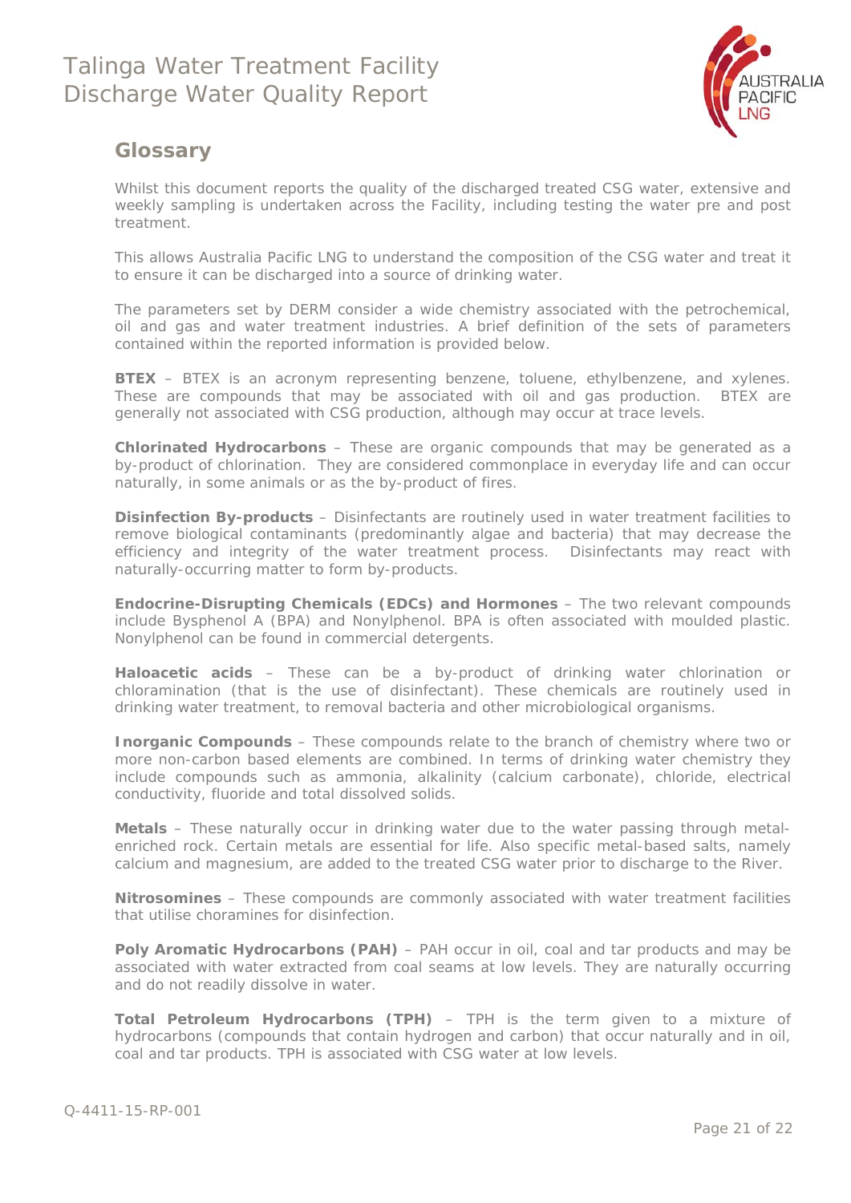## Glossary

Whilst this document reports the quality of the discharged treated CSG water, extensive and weekly sampling is undertaken across the Facility, including testing the water pre and post treatment.

This allows Australia Pacific LNG to understand the composition of the CSG water and treat it to ensure it can be discharged into a source of drinking water.

The parameters set by DERM consider a wide chemistry associated with the petrochemical, oil and gas and water treatment industries. A brief definition of the sets of parameters contained within the reported information is provided below.

**BTEX** – BTEX is an acronym representing benzene, toluene, ethylbenzene, and xylenes. These are compounds that may be associated with oil and gas production. BTEX are generally not associated with CSG production, although may occur at trace levels.

**Chlorinated Hydrocarbons** – These are organic compounds that may be generated as a by-product of chlorination. They are considered commonplace in everyday life and can occur naturally, in some animals or as the by-product of fires.

**Disinfection By-products** – Disinfectants are routinely used in water treatment facilities to remove biological contaminants (predominantly algae and bacteria) that may decrease the efficiency and integrity of the water treatment process. Disinfectants may react with naturally-occurring matter to form by-products.

**Endocrine-Disrupting Chemicals (EDCs) and Hormones** – The two relevant compounds include Bysphenol A (BPA) and Nonylphenol. BPA is often associated with moulded plastic. Nonylphenol can be found in commercial detergents.

**Haloacetic acids** – These can be a by-product of drinking water chlorination or chloramination (that is the use of disinfectant). These chemicals are routinely used in drinking water treatment, to removal bacteria and other microbiological organisms.

**Inorganic Compounds** – These compounds relate to the branch of chemistry where two or more non-carbon based elements are combined. In terms of drinking water chemistry they include compounds such as ammonia, alkalinity (calcium carbonate), chloride, electrical conductivity, fluoride and total dissolved solids.

**Metals** – These naturally occur in drinking water due to the water passing through metal-enriched rock. Certain metals are essential for life. Also specific metal-based salts, namely calcium and magnesium, are added to the treated CSG water prior to discharge to the River.

**Nitrosomines** – These compounds are commonly associated with water treatment facilities that utilise choramines for disinfection.

**Poly Aromatic Hydrocarbons (PAH)** – PAH occur in oil, coal and tar products and may be associated with water extracted from coal seams at low levels. They are naturally occurring and do not readily dissolve in water.

**Total Petroleum Hydrocarbons (TPH)** – TPH is the term given to a mixture of hydrocarbons (compounds that contain hydrogen and carbon) that occur naturally and in oil, coal and tar products. TPH is associated with CSG water at low levels.

Q-4411-15-RP-001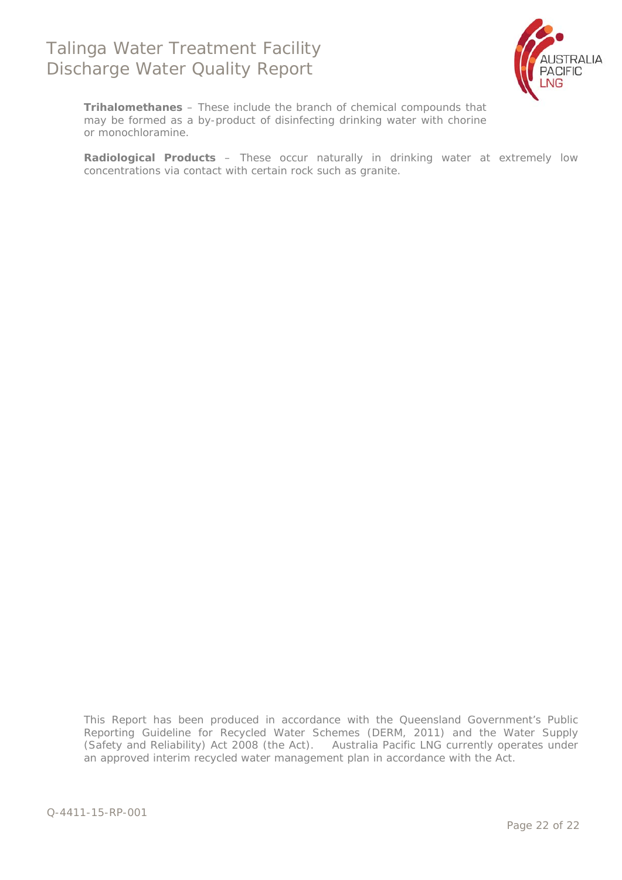**Trihalomethanes** – These include the branch of chemical compounds that may be formed as a by-product of disinfecting drinking water with chorine or monochloramine.

**Radiological Products** – These occur naturally in drinking water at extremely low concentrations via contact with certain rock such as granite.

This Report has been produced in accordance with the Queensland Government's Public Reporting Guideline for Recycled Water Schemes (DERM, 2011) and the Water Supply (Safety and Reliability) Act 2008 (the Act). Australia Pacific LNG currently operates under an approved interim recycled water management plan in accordance with the Act.